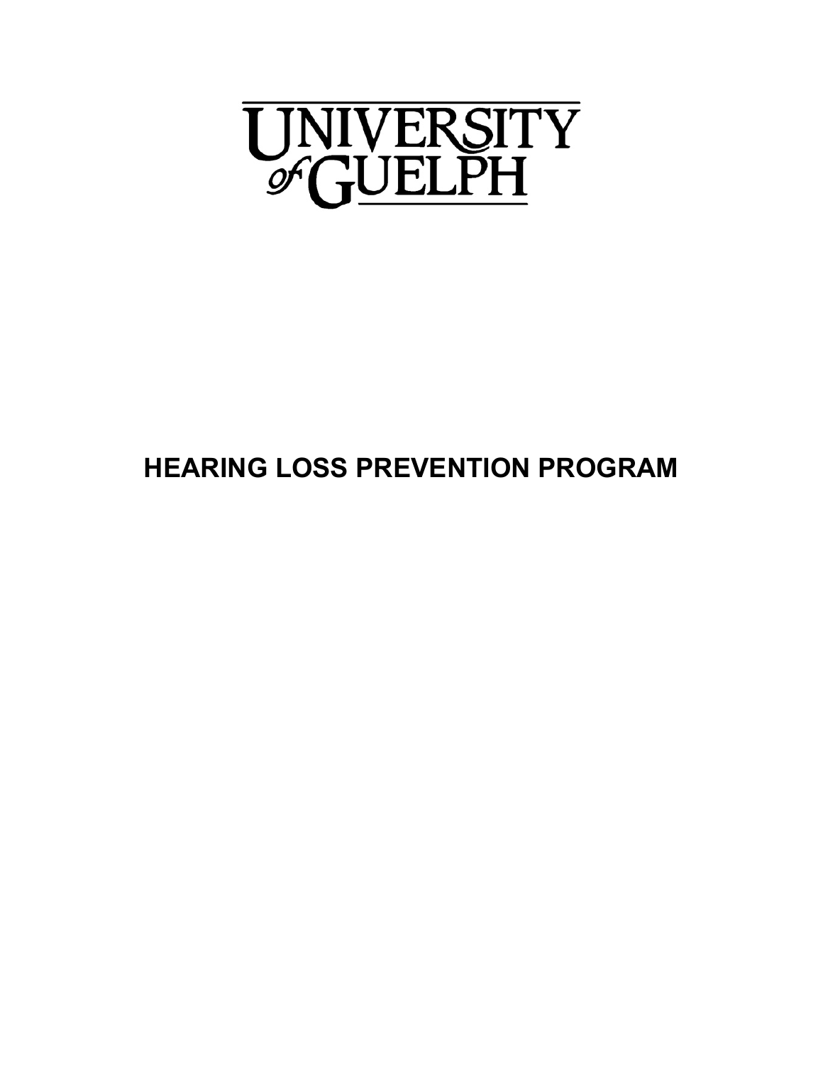UNIVERSITY of GUELPH

# HEARING LOSS PREVENTION PROGRAM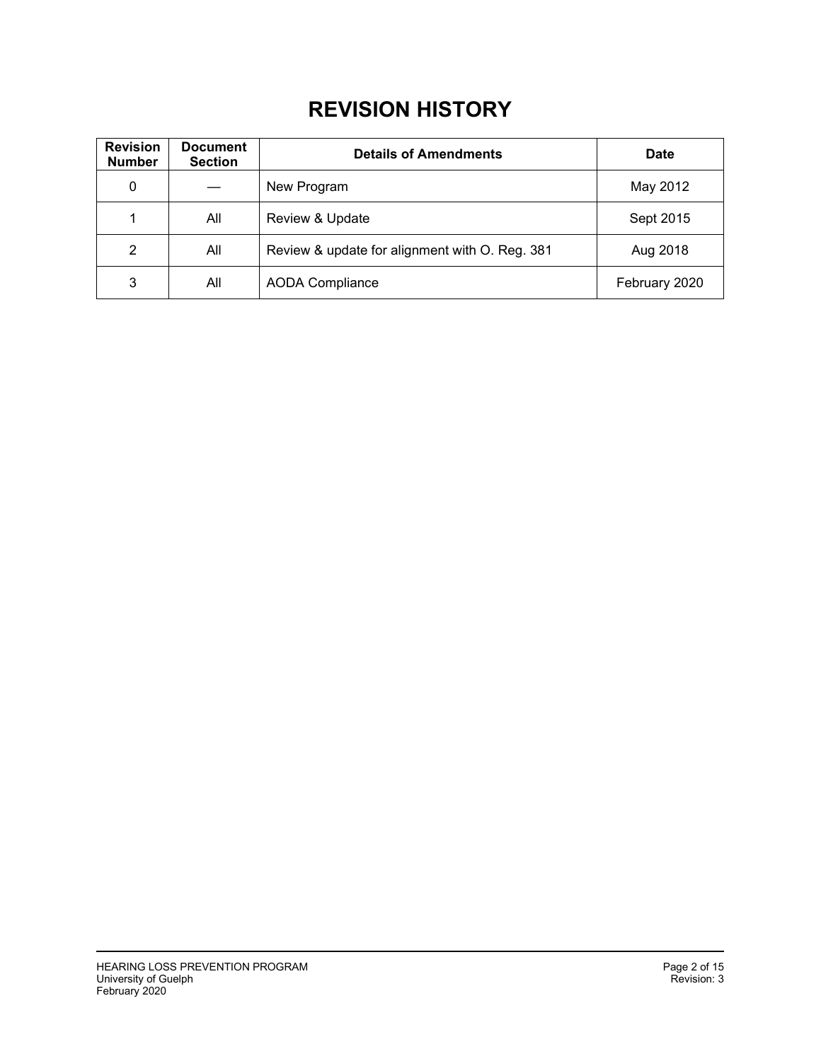# REVISION HISTORY

| Revision Number | Document Section | Details of Amendments | Date |
|---|---|---|---|
| 0 | — | New Program | May 2012 |
| 1 | All | Review & Update | Sept 2015 |
| 2 | All | Review & update for alignment with O. Reg. 381 | Aug 2018 |
| 3 | All | AODA Compliance | February 2020 |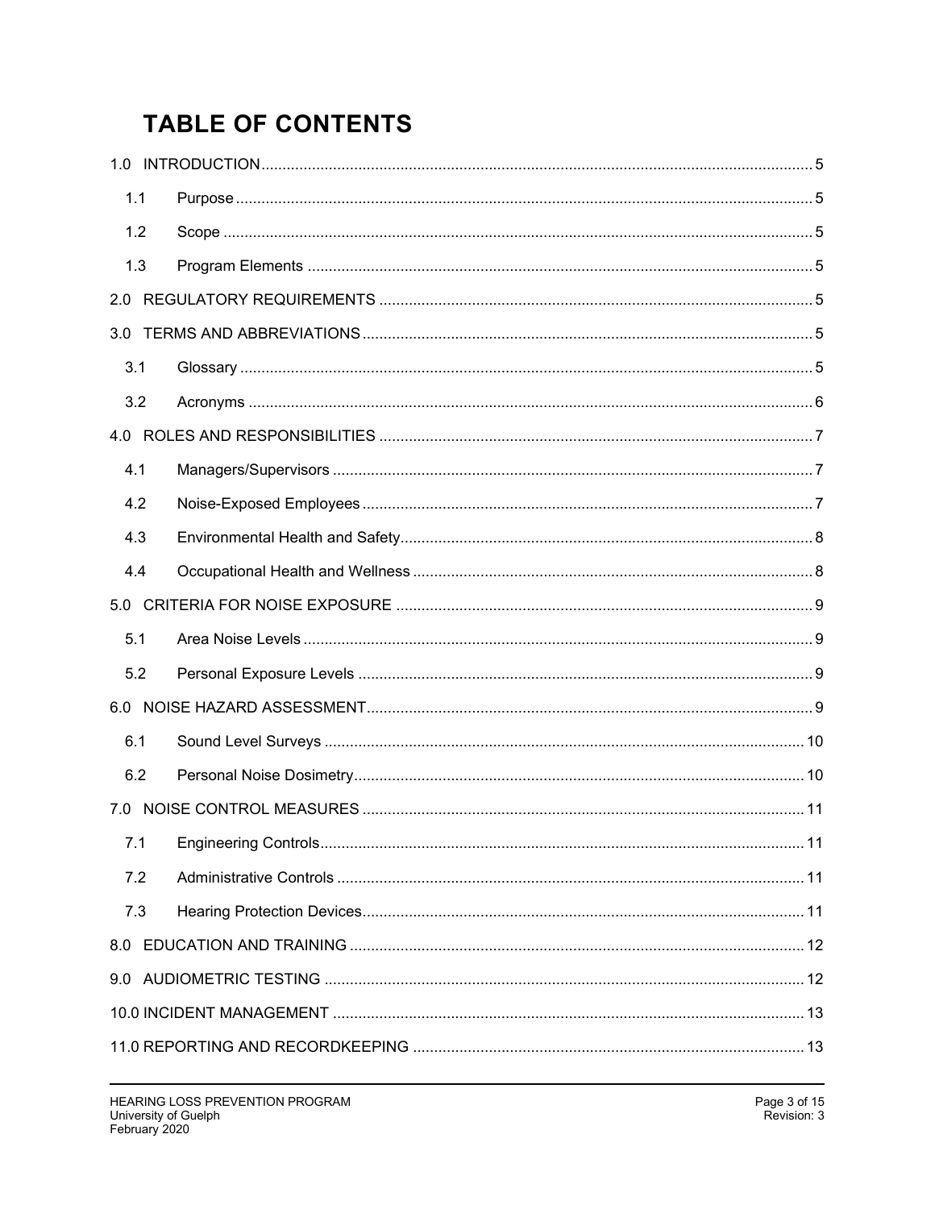# TABLE OF CONTENTS

1.0 INTRODUCTION ........ 5

- 1.1 Purpose ........ 5
- 1.2 Scope ........ 5
- 1.3 Program Elements ........ 5

2.0 REGULATORY REQUIREMENTS ........ 5

3.0 TERMS AND ABBREVIATIONS ........ 5

- 3.1 Glossary ........ 5
- 3.2 Acronyms ........ 6

4.0 ROLES AND RESPONSIBILITIES ........ 7

- 4.1 Managers/Supervisors ........ 7
- 4.2 Noise-Exposed Employees ........ 7
- 4.3 Environmental Health and Safety ........ 8
- 4.4 Occupational Health and Wellness ........ 8

5.0 CRITERIA FOR NOISE EXPOSURE ........ 9

- 5.1 Area Noise Levels ........ 9
- 5.2 Personal Exposure Levels ........ 9

6.0 NOISE HAZARD ASSESSMENT ........ 9

- 6.1 Sound Level Surveys ........ 10
- 6.2 Personal Noise Dosimetry ........ 10

7.0 NOISE CONTROL MEASURES ........ 11

- 7.1 Engineering Controls ........ 11
- 7.2 Administrative Controls ........ 11
- 7.3 Hearing Protection Devices ........ 11

8.0 EDUCATION AND TRAINING ........ 12

9.0 AUDIOMETRIC TESTING ........ 12

10.0 INCIDENT MANAGEMENT ........ 13

11.0 REPORTING AND RECORDKEEPING ........ 13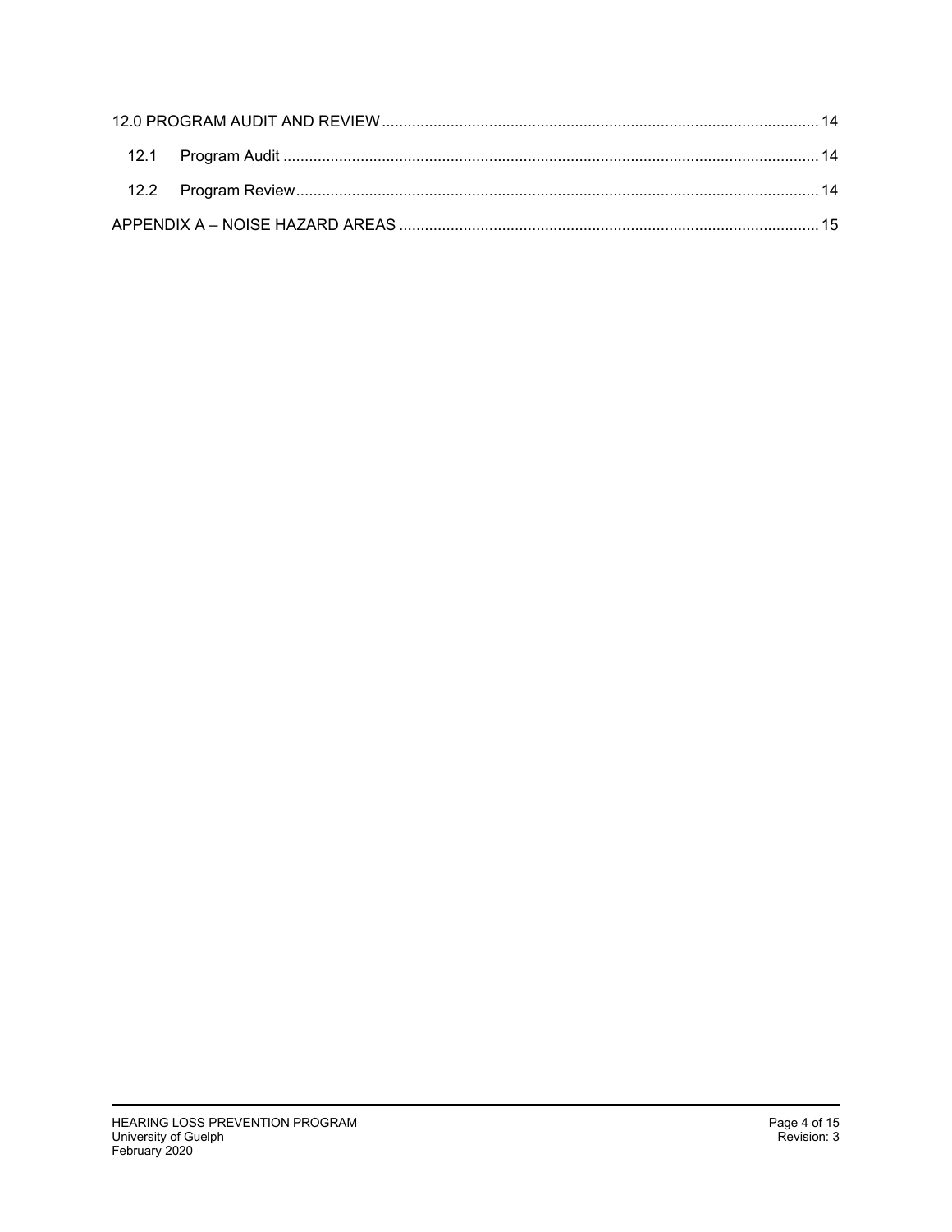12.0 PROGRAM AUDIT AND REVIEW ..... 14

12.1 Program Audit ..... 14

12.2 Program Review ..... 14

APPENDIX A – NOISE HAZARD AREAS ..... 15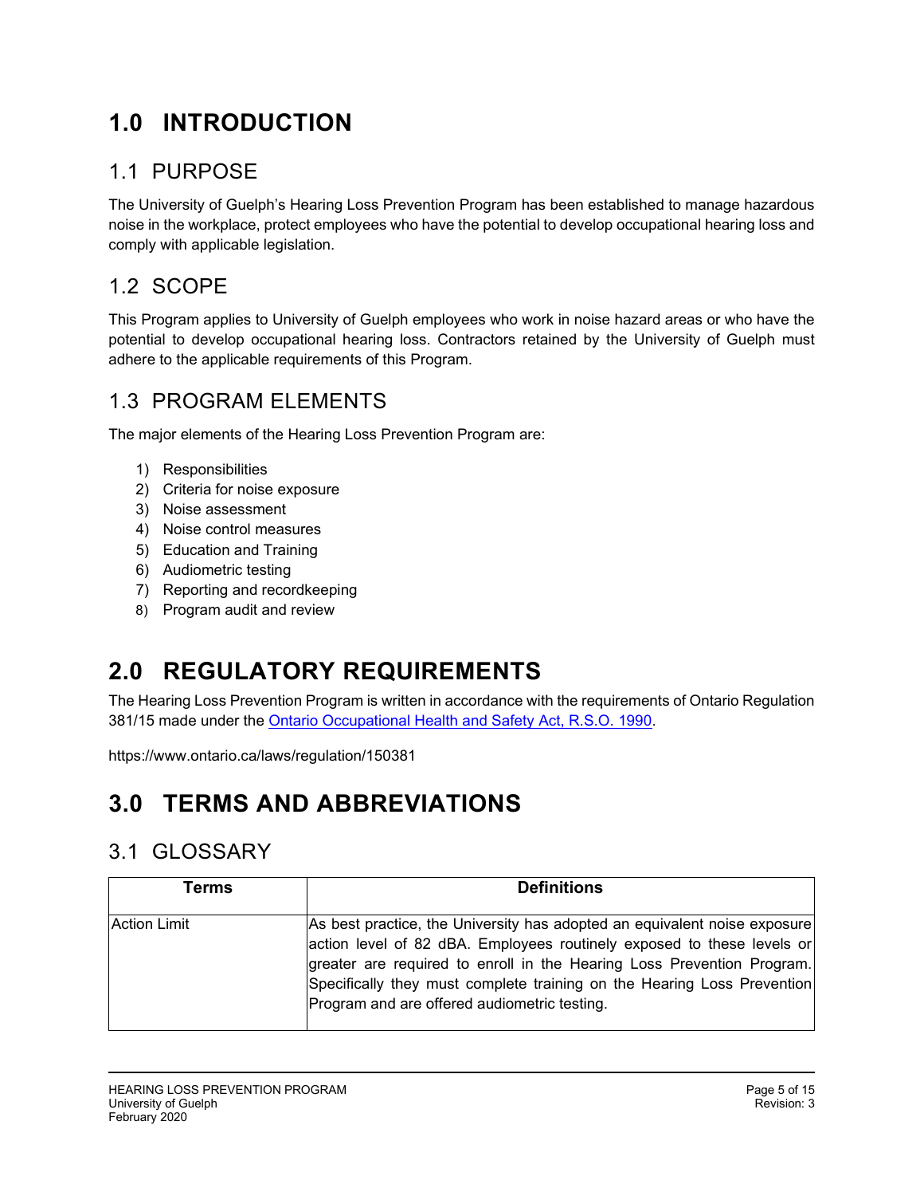# 1.0 INTRODUCTION

## 1.1 PURPOSE

The University of Guelph's Hearing Loss Prevention Program has been established to manage hazardous noise in the workplace, protect employees who have the potential to develop occupational hearing loss and comply with applicable legislation.

## 1.2 SCOPE

This Program applies to University of Guelph employees who work in noise hazard areas or who have the potential to develop occupational hearing loss. Contractors retained by the University of Guelph must adhere to the applicable requirements of this Program.

## 1.3 PROGRAM ELEMENTS

The major elements of the Hearing Loss Prevention Program are:

1) Responsibilities
2) Criteria for noise exposure
3) Noise assessment
4) Noise control measures
5) Education and Training
6) Audiometric testing
7) Reporting and recordkeeping
8) Program audit and review

# 2.0 REGULATORY REQUIREMENTS

The Hearing Loss Prevention Program is written in accordance with the requirements of Ontario Regulation 381/15 made under the Ontario Occupational Health and Safety Act, R.S.O. 1990.

https://www.ontario.ca/laws/regulation/150381

# 3.0 TERMS AND ABBREVIATIONS

## 3.1 GLOSSARY

| Terms | Definitions |
|---|---|
| Action Limit | As best practice, the University has adopted an equivalent noise exposure action level of 82 dBA. Employees routinely exposed to these levels or greater are required to enroll in the Hearing Loss Prevention Program. Specifically they must complete training on the Hearing Loss Prevention Program and are offered audiometric testing. |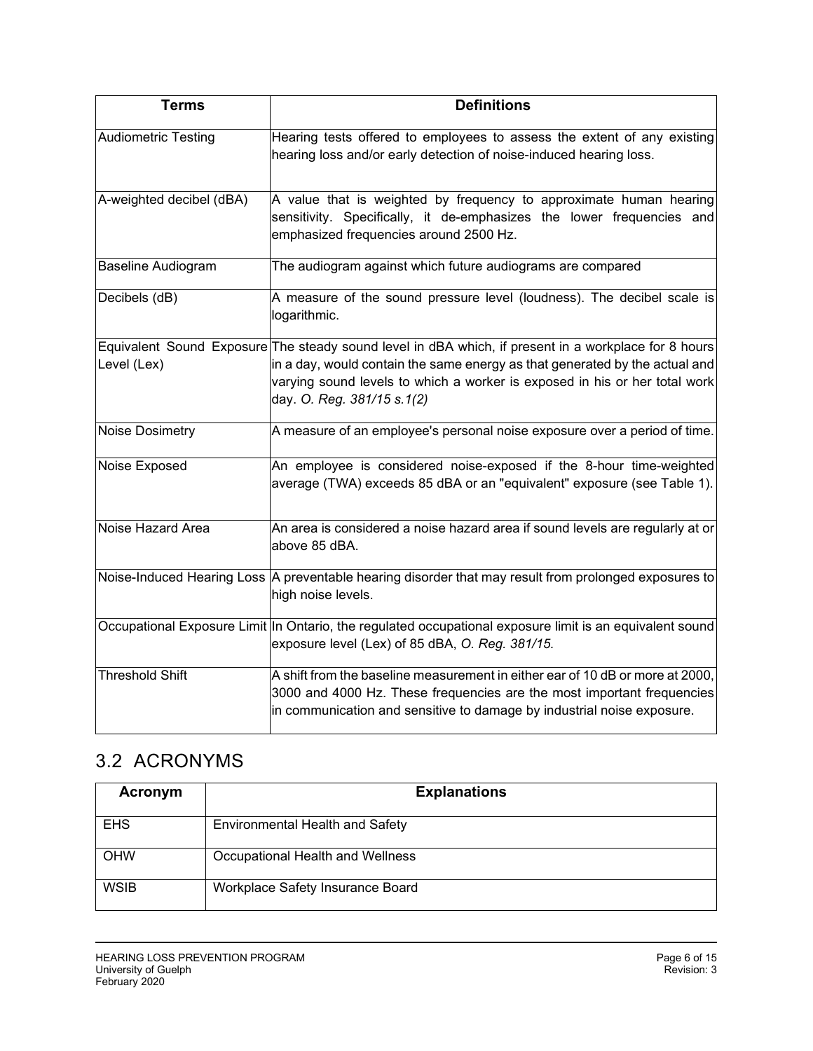| Terms | Definitions |
|---|---|
| Audiometric Testing | Hearing tests offered to employees to assess the extent of any existing hearing loss and/or early detection of noise-induced hearing loss. |
| A-weighted decibel (dBA) | A value that is weighted by frequency to approximate human hearing sensitivity. Specifically, it de-emphasizes the lower frequencies and emphasized frequencies around 2500 Hz. |
| Baseline Audiogram | The audiogram against which future audiograms are compared |
| Decibels (dB) | A measure of the sound pressure level (loudness). The decibel scale is logarithmic. |
| Equivalent Sound Exposure Level (Lex) | The steady sound level in dBA which, if present in a workplace for 8 hours in a day, would contain the same energy as that generated by the actual and varying sound levels to which a worker is exposed in his or her total work day. *O. Reg. 381/15 s.1(2)* |
| Noise Dosimetry | A measure of an employee's personal noise exposure over a period of time. |
| Noise Exposed | An employee is considered noise-exposed if the 8-hour time-weighted average (TWA) exceeds 85 dBA or an "equivalent" exposure (see Table 1). |
| Noise Hazard Area | An area is considered a noise hazard area if sound levels are regularly at or above 85 dBA. |
| Noise-Induced Hearing Loss | A preventable hearing disorder that may result from prolonged exposures to high noise levels. |
| Occupational Exposure Limit | In Ontario, the regulated occupational exposure limit is an equivalent sound exposure level (Lex) of 85 dBA, *O. Reg. 381/15.* |
| Threshold Shift | A shift from the baseline measurement in either ear of 10 dB or more at 2000, 3000 and 4000 Hz. These frequencies are the most important frequencies in communication and sensitive to damage by industrial noise exposure. |

## 3.2 ACRONYMS

| Acronym | Explanations |
|---|---|
| EHS | Environmental Health and Safety |
| OHW | Occupational Health and Wellness |
| WSIB | Workplace Safety Insurance Board |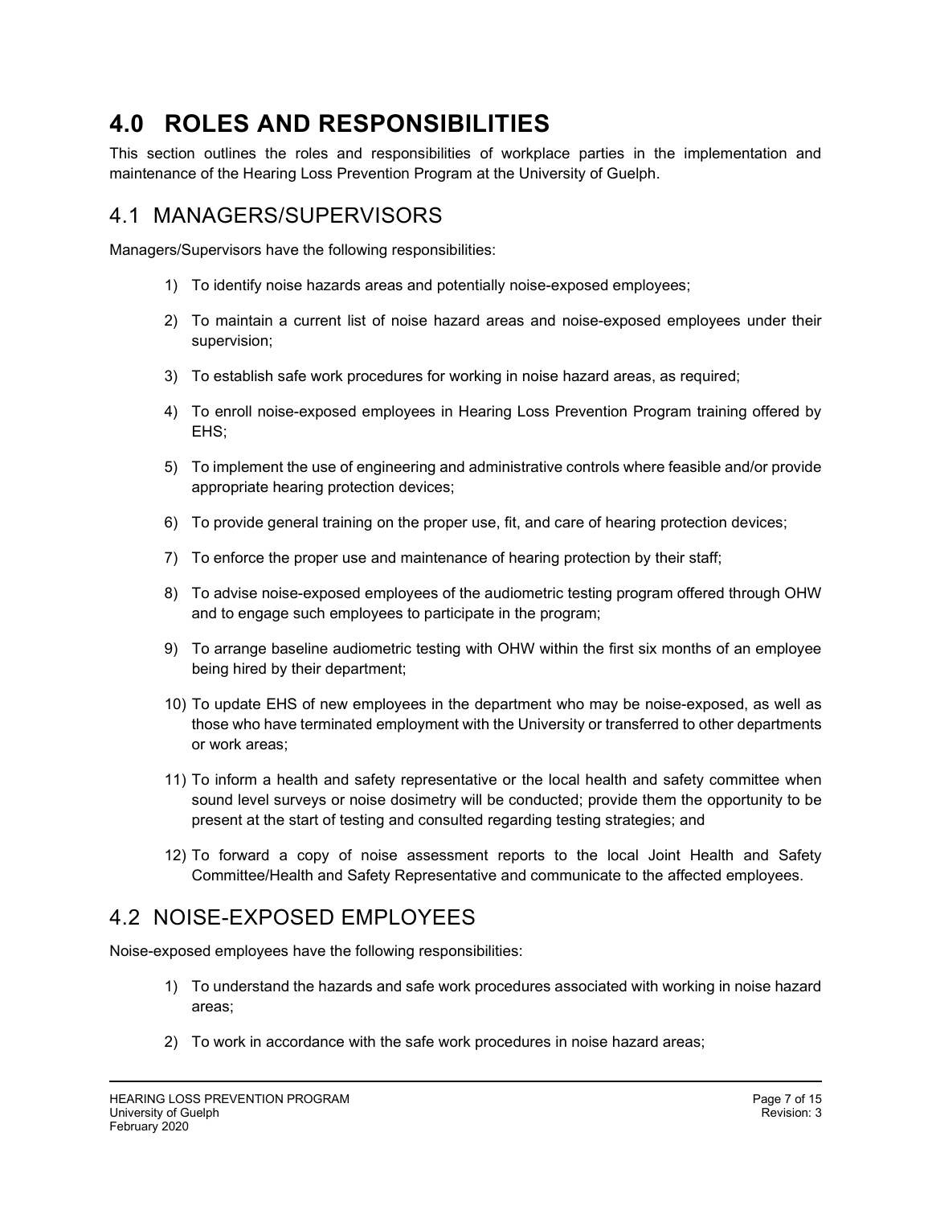# 4.0 ROLES AND RESPONSIBILITIES

This section outlines the roles and responsibilities of workplace parties in the implementation and maintenance of the Hearing Loss Prevention Program at the University of Guelph.

## 4.1 MANAGERS/SUPERVISORS

Managers/Supervisors have the following responsibilities:

1) To identify noise hazards areas and potentially noise-exposed employees;
2) To maintain a current list of noise hazard areas and noise-exposed employees under their supervision;
3) To establish safe work procedures for working in noise hazard areas, as required;
4) To enroll noise-exposed employees in Hearing Loss Prevention Program training offered by EHS;
5) To implement the use of engineering and administrative controls where feasible and/or provide appropriate hearing protection devices;
6) To provide general training on the proper use, fit, and care of hearing protection devices;
7) To enforce the proper use and maintenance of hearing protection by their staff;
8) To advise noise-exposed employees of the audiometric testing program offered through OHW and to engage such employees to participate in the program;
9) To arrange baseline audiometric testing with OHW within the first six months of an employee being hired by their department;
10) To update EHS of new employees in the department who may be noise-exposed, as well as those who have terminated employment with the University or transferred to other departments or work areas;
11) To inform a health and safety representative or the local health and safety committee when sound level surveys or noise dosimetry will be conducted; provide them the opportunity to be present at the start of testing and consulted regarding testing strategies; and
12) To forward a copy of noise assessment reports to the local Joint Health and Safety Committee/Health and Safety Representative and communicate to the affected employees.

## 4.2 NOISE-EXPOSED EMPLOYEES

Noise-exposed employees have the following responsibilities:

1) To understand the hazards and safe work procedures associated with working in noise hazard areas;
2) To work in accordance with the safe work procedures in noise hazard areas;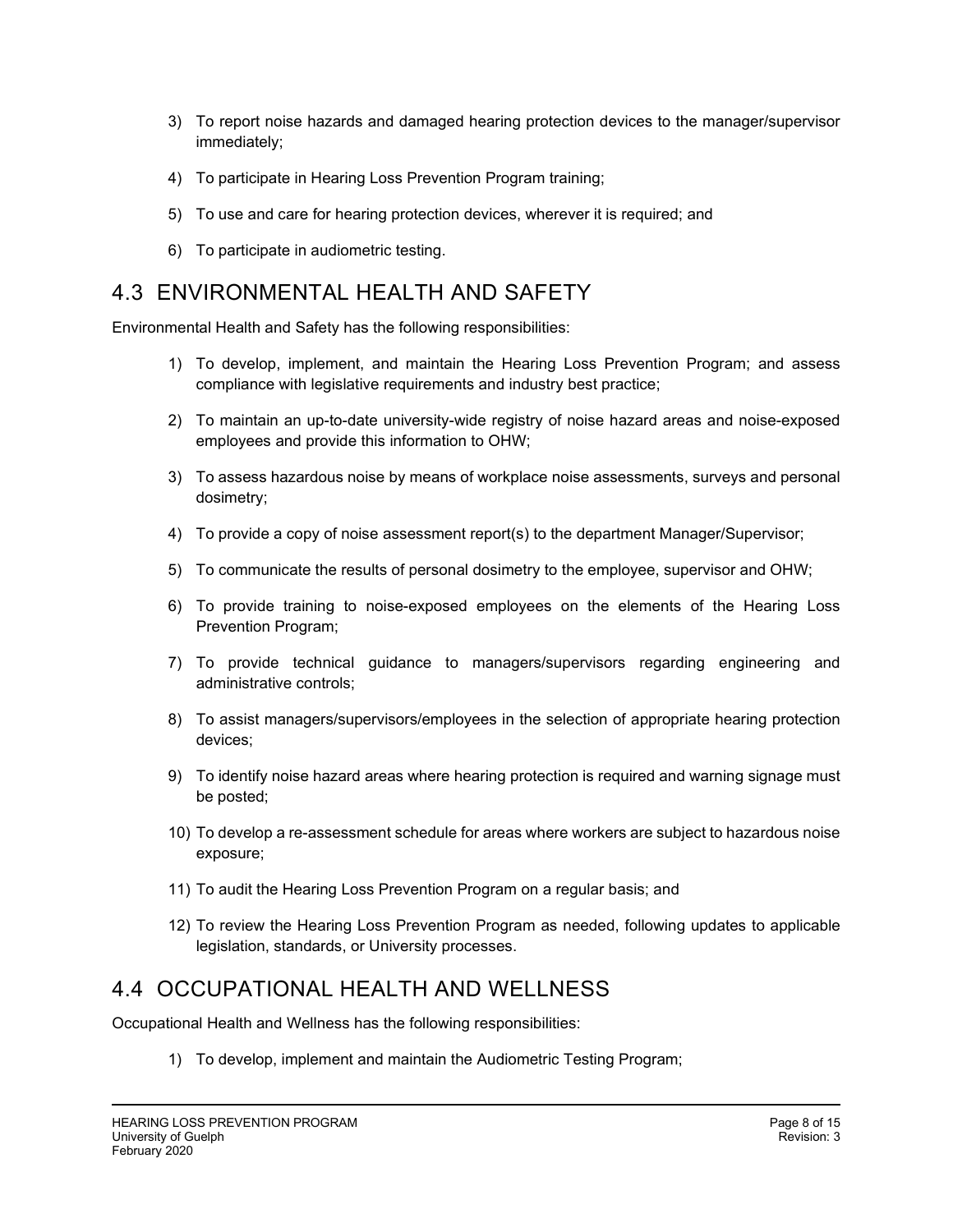3) To report noise hazards and damaged hearing protection devices to the manager/supervisor immediately;

4) To participate in Hearing Loss Prevention Program training;

5) To use and care for hearing protection devices, wherever it is required; and

6) To participate in audiometric testing.

## 4.3 ENVIRONMENTAL HEALTH AND SAFETY

Environmental Health and Safety has the following responsibilities:

1) To develop, implement, and maintain the Hearing Loss Prevention Program; and assess compliance with legislative requirements and industry best practice;

2) To maintain an up-to-date university-wide registry of noise hazard areas and noise-exposed employees and provide this information to OHW;

3) To assess hazardous noise by means of workplace noise assessments, surveys and personal dosimetry;

4) To provide a copy of noise assessment report(s) to the department Manager/Supervisor;

5) To communicate the results of personal dosimetry to the employee, supervisor and OHW;

6) To provide training to noise-exposed employees on the elements of the Hearing Loss Prevention Program;

7) To provide technical guidance to managers/supervisors regarding engineering and administrative controls;

8) To assist managers/supervisors/employees in the selection of appropriate hearing protection devices;

9) To identify noise hazard areas where hearing protection is required and warning signage must be posted;

10) To develop a re-assessment schedule for areas where workers are subject to hazardous noise exposure;

11) To audit the Hearing Loss Prevention Program on a regular basis; and

12) To review the Hearing Loss Prevention Program as needed, following updates to applicable legislation, standards, or University processes.

## 4.4 OCCUPATIONAL HEALTH AND WELLNESS

Occupational Health and Wellness has the following responsibilities:

1) To develop, implement and maintain the Audiometric Testing Program;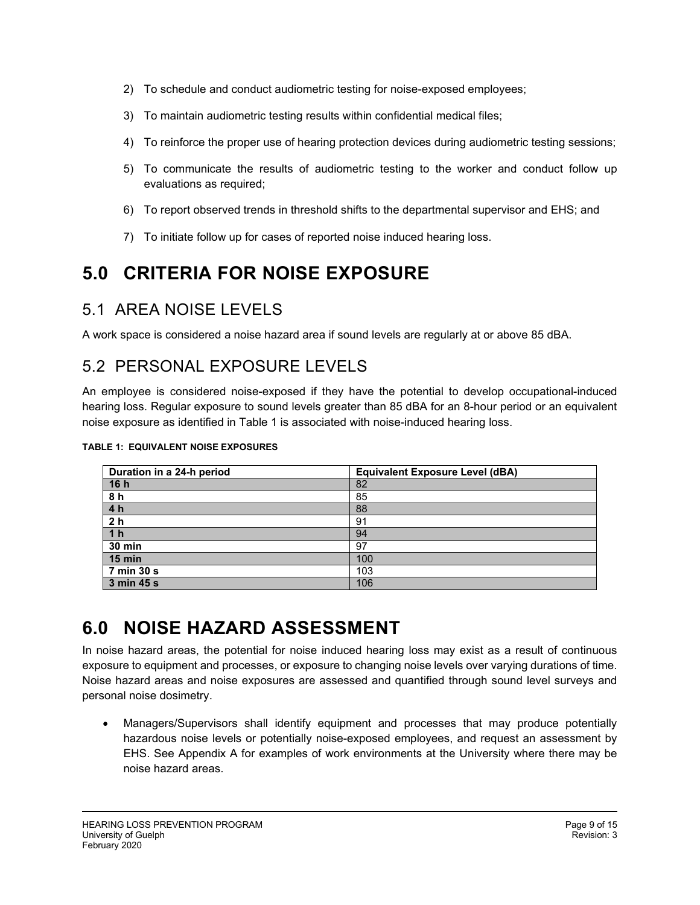2) To schedule and conduct audiometric testing for noise-exposed employees;

3) To maintain audiometric testing results within confidential medical files;

4) To reinforce the proper use of hearing protection devices during audiometric testing sessions;

5) To communicate the results of audiometric testing to the worker and conduct follow up evaluations as required;

6) To report observed trends in threshold shifts to the departmental supervisor and EHS; and

7) To initiate follow up for cases of reported noise induced hearing loss.

# 5.0 CRITERIA FOR NOISE EXPOSURE

## 5.1 AREA NOISE LEVELS

A work space is considered a noise hazard area if sound levels are regularly at or above 85 dBA.

## 5.2 PERSONAL EXPOSURE LEVELS

An employee is considered noise-exposed if they have the potential to develop occupational-induced hearing loss. Regular exposure to sound levels greater than 85 dBA for an 8-hour period or an equivalent noise exposure as identified in Table 1 is associated with noise-induced hearing loss.

**TABLE 1: EQUIVALENT NOISE EXPOSURES**

| Duration in a 24-h period | Equivalent Exposure Level (dBA) |
|---|---|
| **16 h** | 82 |
| **8 h** | 85 |
| **4 h** | 88 |
| **2 h** | 91 |
| **1 h** | 94 |
| **30 min** | 97 |
| **15 min** | 100 |
| **7 min 30 s** | 103 |
| **3 min 45 s** | 106 |

# 6.0 NOISE HAZARD ASSESSMENT

In noise hazard areas, the potential for noise induced hearing loss may exist as a result of continuous exposure to equipment and processes, or exposure to changing noise levels over varying durations of time. Noise hazard areas and noise exposures are assessed and quantified through sound level surveys and personal noise dosimetry.

- Managers/Supervisors shall identify equipment and processes that may produce potentially hazardous noise levels or potentially noise-exposed employees, and request an assessment by EHS. See Appendix A for examples of work environments at the University where there may be noise hazard areas.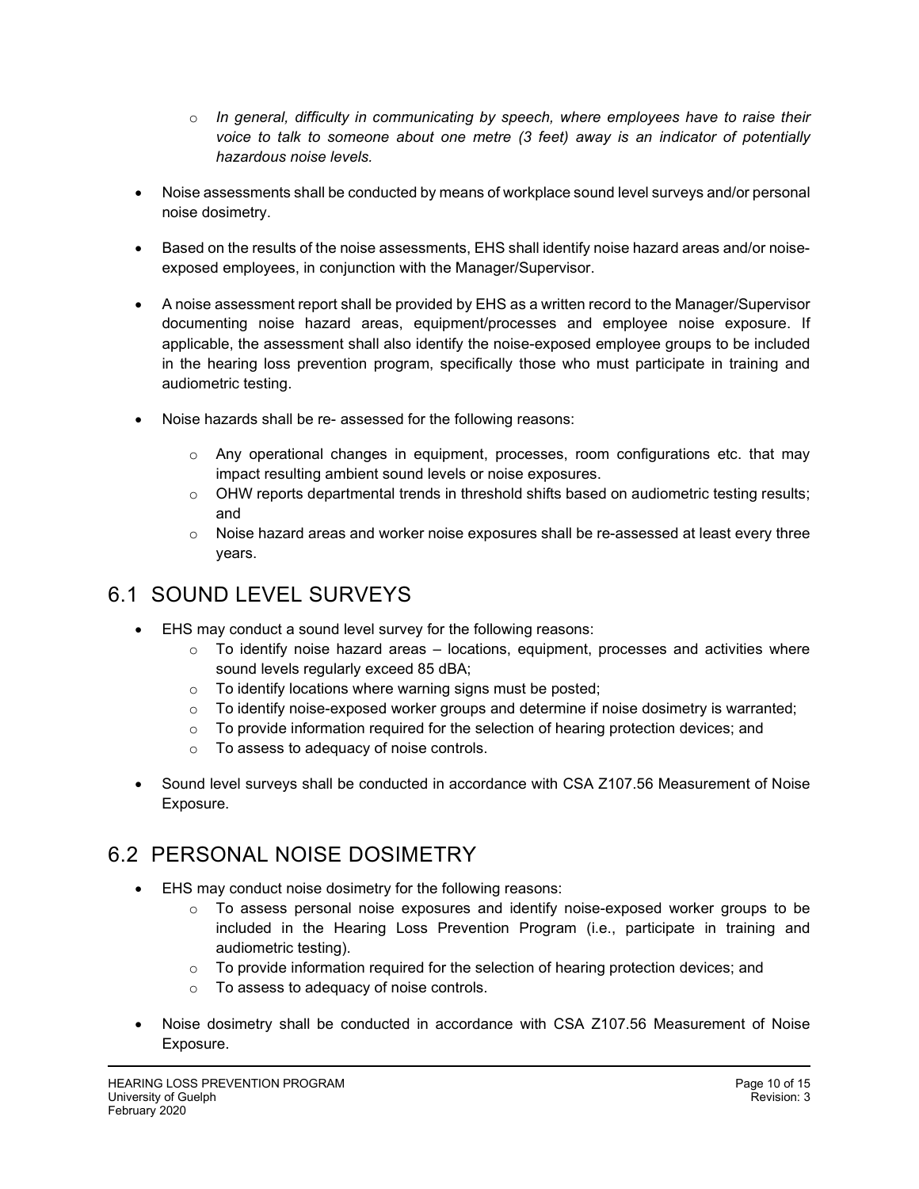- *In general, difficulty in communicating by speech, where employees have to raise their voice to talk to someone about one metre (3 feet) away is an indicator of potentially hazardous noise levels.*

- Noise assessments shall be conducted by means of workplace sound level surveys and/or personal noise dosimetry.

- Based on the results of the noise assessments, EHS shall identify noise hazard areas and/or noise-exposed employees, in conjunction with the Manager/Supervisor.

- A noise assessment report shall be provided by EHS as a written record to the Manager/Supervisor documenting noise hazard areas, equipment/processes and employee noise exposure. If applicable, the assessment shall also identify the noise-exposed employee groups to be included in the hearing loss prevention program, specifically those who must participate in training and audiometric testing.

- Noise hazards shall be re- assessed for the following reasons:

  - Any operational changes in equipment, processes, room configurations etc. that may impact resulting ambient sound levels or noise exposures.
  - OHW reports departmental trends in threshold shifts based on audiometric testing results; and
  - Noise hazard areas and worker noise exposures shall be re-assessed at least every three years.

## 6.1 SOUND LEVEL SURVEYS

- EHS may conduct a sound level survey for the following reasons:
  - To identify noise hazard areas – locations, equipment, processes and activities where sound levels regularly exceed 85 dBA;
  - To identify locations where warning signs must be posted;
  - To identify noise-exposed worker groups and determine if noise dosimetry is warranted;
  - To provide information required for the selection of hearing protection devices; and
  - To assess to adequacy of noise controls.

- Sound level surveys shall be conducted in accordance with CSA Z107.56 Measurement of Noise Exposure.

## 6.2 PERSONAL NOISE DOSIMETRY

- EHS may conduct noise dosimetry for the following reasons:
  - To assess personal noise exposures and identify noise-exposed worker groups to be included in the Hearing Loss Prevention Program (i.e., participate in training and audiometric testing).
  - To provide information required for the selection of hearing protection devices; and
  - To assess to adequacy of noise controls.

- Noise dosimetry shall be conducted in accordance with CSA Z107.56 Measurement of Noise Exposure.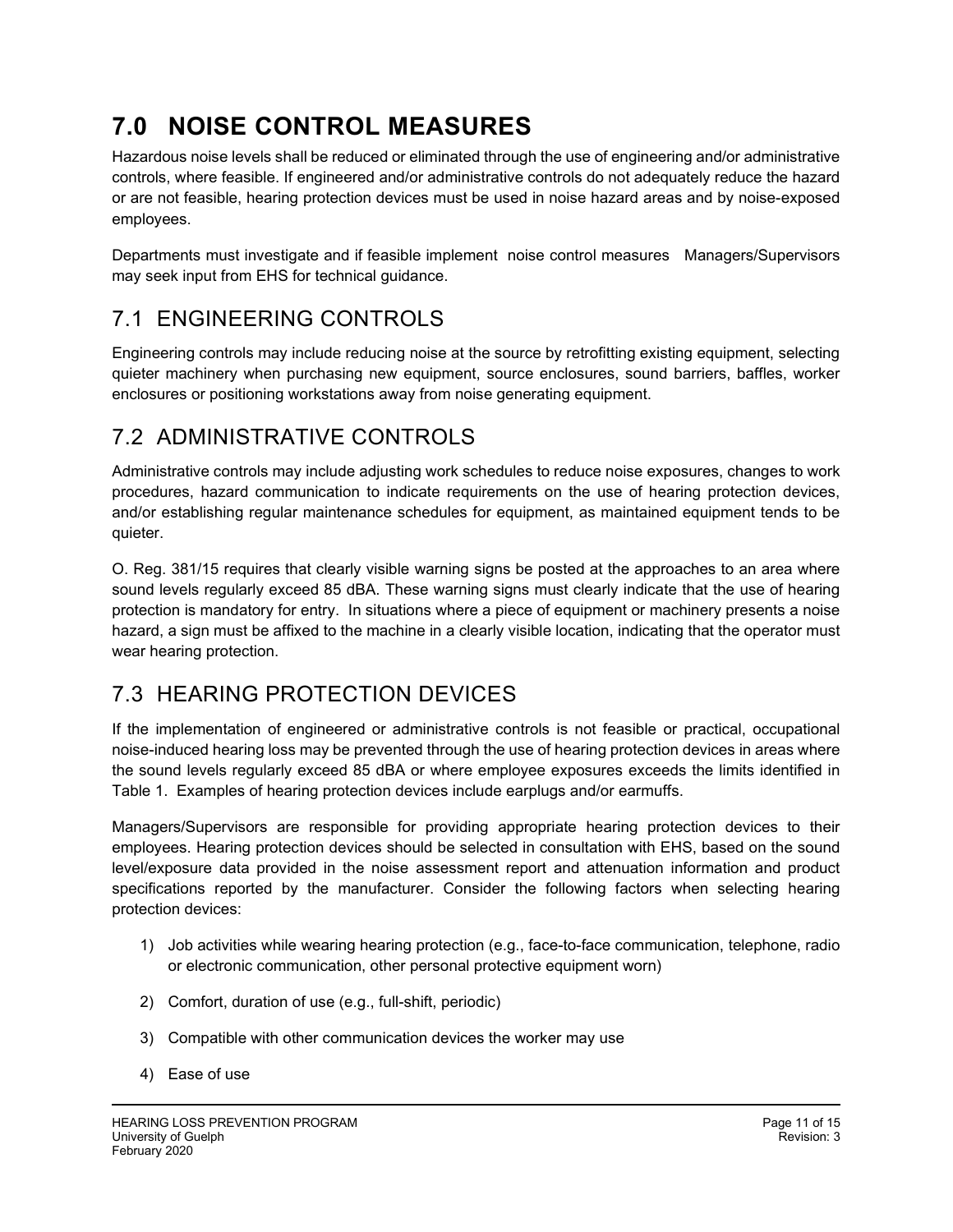# 7.0 NOISE CONTROL MEASURES

Hazardous noise levels shall be reduced or eliminated through the use of engineering and/or administrative controls, where feasible. If engineered and/or administrative controls do not adequately reduce the hazard or are not feasible, hearing protection devices must be used in noise hazard areas and by noise-exposed employees.

Departments must investigate and if feasible implement noise control measures Managers/Supervisors may seek input from EHS for technical guidance.

## 7.1 ENGINEERING CONTROLS

Engineering controls may include reducing noise at the source by retrofitting existing equipment, selecting quieter machinery when purchasing new equipment, source enclosures, sound barriers, baffles, worker enclosures or positioning workstations away from noise generating equipment.

## 7.2 ADMINISTRATIVE CONTROLS

Administrative controls may include adjusting work schedules to reduce noise exposures, changes to work procedures, hazard communication to indicate requirements on the use of hearing protection devices, and/or establishing regular maintenance schedules for equipment, as maintained equipment tends to be quieter.

O. Reg. 381/15 requires that clearly visible warning signs be posted at the approaches to an area where sound levels regularly exceed 85 dBA. These warning signs must clearly indicate that the use of hearing protection is mandatory for entry. In situations where a piece of equipment or machinery presents a noise hazard, a sign must be affixed to the machine in a clearly visible location, indicating that the operator must wear hearing protection.

## 7.3 HEARING PROTECTION DEVICES

If the implementation of engineered or administrative controls is not feasible or practical, occupational noise-induced hearing loss may be prevented through the use of hearing protection devices in areas where the sound levels regularly exceed 85 dBA or where employee exposures exceeds the limits identified in Table 1. Examples of hearing protection devices include earplugs and/or earmuffs.

Managers/Supervisors are responsible for providing appropriate hearing protection devices to their employees. Hearing protection devices should be selected in consultation with EHS, based on the sound level/exposure data provided in the noise assessment report and attenuation information and product specifications reported by the manufacturer. Consider the following factors when selecting hearing protection devices:

1) Job activities while wearing hearing protection (e.g., face-to-face communication, telephone, radio or electronic communication, other personal protective equipment worn)
2) Comfort, duration of use (e.g., full-shift, periodic)
3) Compatible with other communication devices the worker may use
4) Ease of use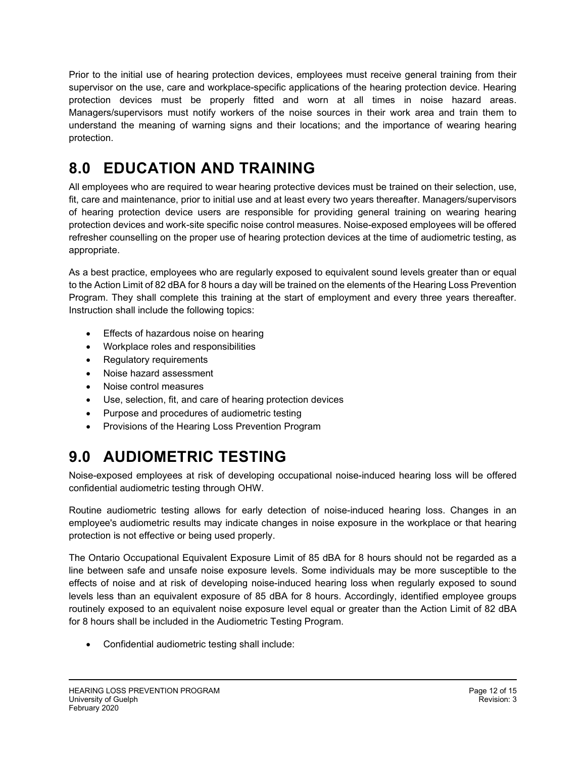Prior to the initial use of hearing protection devices, employees must receive general training from their supervisor on the use, care and workplace-specific applications of the hearing protection device. Hearing protection devices must be properly fitted and worn at all times in noise hazard areas. Managers/supervisors must notify workers of the noise sources in their work area and train them to understand the meaning of warning signs and their locations; and the importance of wearing hearing protection.

# 8.0 EDUCATION AND TRAINING

All employees who are required to wear hearing protective devices must be trained on their selection, use, fit, care and maintenance, prior to initial use and at least every two years thereafter. Managers/supervisors of hearing protection device users are responsible for providing general training on wearing hearing protection devices and work-site specific noise control measures. Noise-exposed employees will be offered refresher counselling on the proper use of hearing protection devices at the time of audiometric testing, as appropriate.

As a best practice, employees who are regularly exposed to equivalent sound levels greater than or equal to the Action Limit of 82 dBA for 8 hours a day will be trained on the elements of the Hearing Loss Prevention Program. They shall complete this training at the start of employment and every three years thereafter. Instruction shall include the following topics:

- Effects of hazardous noise on hearing
- Workplace roles and responsibilities
- Regulatory requirements
- Noise hazard assessment
- Noise control measures
- Use, selection, fit, and care of hearing protection devices
- Purpose and procedures of audiometric testing
- Provisions of the Hearing Loss Prevention Program

# 9.0 AUDIOMETRIC TESTING

Noise-exposed employees at risk of developing occupational noise-induced hearing loss will be offered confidential audiometric testing through OHW.

Routine audiometric testing allows for early detection of noise-induced hearing loss. Changes in an employee's audiometric results may indicate changes in noise exposure in the workplace or that hearing protection is not effective or being used properly.

The Ontario Occupational Equivalent Exposure Limit of 85 dBA for 8 hours should not be regarded as a line between safe and unsafe noise exposure levels. Some individuals may be more susceptible to the effects of noise and at risk of developing noise-induced hearing loss when regularly exposed to sound levels less than an equivalent exposure of 85 dBA for 8 hours. Accordingly, identified employee groups routinely exposed to an equivalent noise exposure level equal or greater than the Action Limit of 82 dBA for 8 hours shall be included in the Audiometric Testing Program.

- Confidential audiometric testing shall include: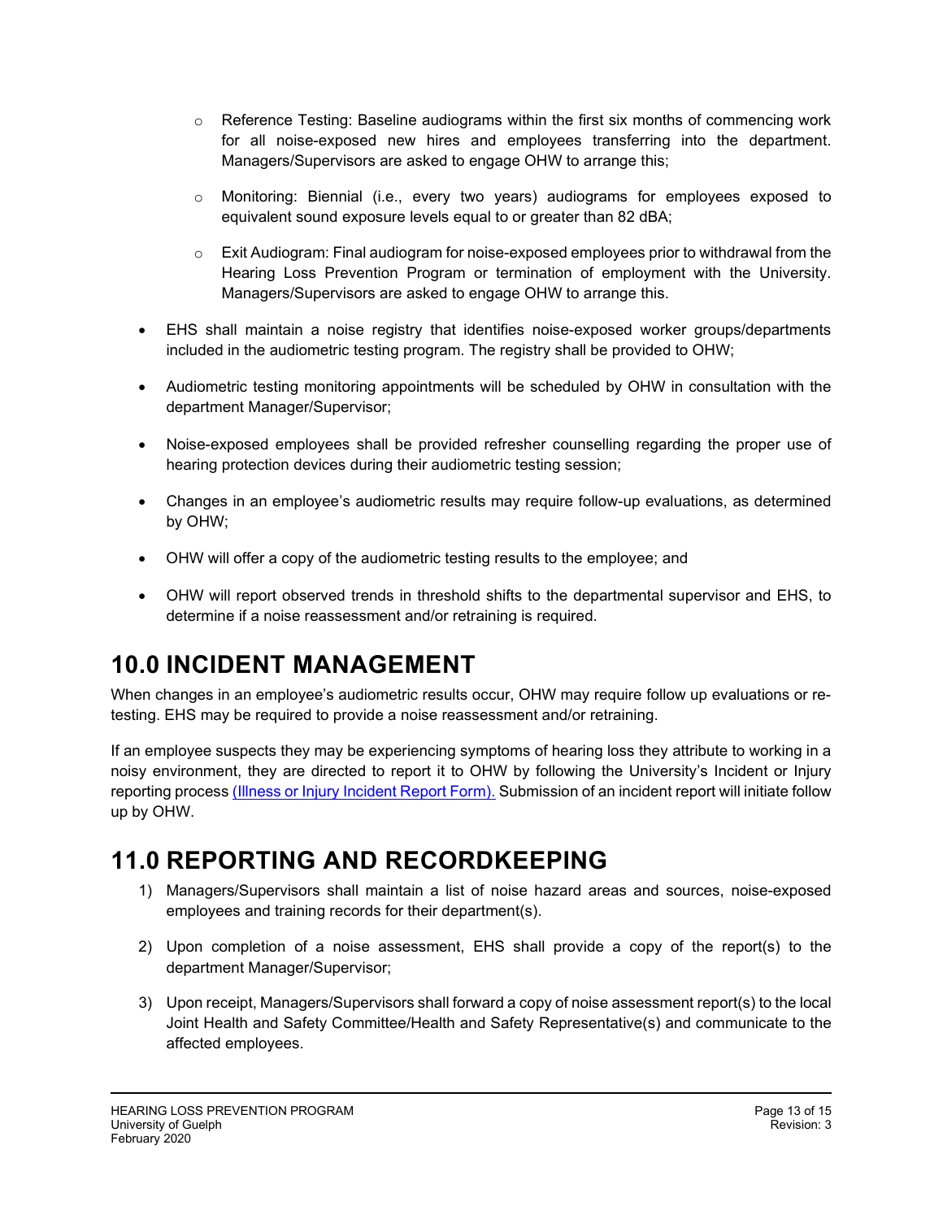- Reference Testing: Baseline audiograms within the first six months of commencing work for all noise-exposed new hires and employees transferring into the department. Managers/Supervisors are asked to engage OHW to arrange this;
    - Monitoring: Biennial (i.e., every two years) audiograms for employees exposed to equivalent sound exposure levels equal to or greater than 82 dBA;
    - Exit Audiogram: Final audiogram for noise-exposed employees prior to withdrawal from the Hearing Loss Prevention Program or termination of employment with the University. Managers/Supervisors are asked to engage OHW to arrange this.

- EHS shall maintain a noise registry that identifies noise-exposed worker groups/departments included in the audiometric testing program. The registry shall be provided to OHW;
- Audiometric testing monitoring appointments will be scheduled by OHW in consultation with the department Manager/Supervisor;
- Noise-exposed employees shall be provided refresher counselling regarding the proper use of hearing protection devices during their audiometric testing session;
- Changes in an employee's audiometric results may require follow-up evaluations, as determined by OHW;
- OHW will offer a copy of the audiometric testing results to the employee; and
- OHW will report observed trends in threshold shifts to the departmental supervisor and EHS, to determine if a noise reassessment and/or retraining is required.

# 10.0 INCIDENT MANAGEMENT

When changes in an employee's audiometric results occur, OHW may require follow up evaluations or re-testing. EHS may be required to provide a noise reassessment and/or retraining.

If an employee suspects they may be experiencing symptoms of hearing loss they attribute to working in a noisy environment, they are directed to report it to OHW by following the University's Incident or Injury reporting process (Illness or Injury Incident Report Form). Submission of an incident report will initiate follow up by OHW.

# 11.0 REPORTING AND RECORDKEEPING

1) Managers/Supervisors shall maintain a list of noise hazard areas and sources, noise-exposed employees and training records for their department(s).
2) Upon completion of a noise assessment, EHS shall provide a copy of the report(s) to the department Manager/Supervisor;
3) Upon receipt, Managers/Supervisors shall forward a copy of noise assessment report(s) to the local Joint Health and Safety Committee/Health and Safety Representative(s) and communicate to the affected employees.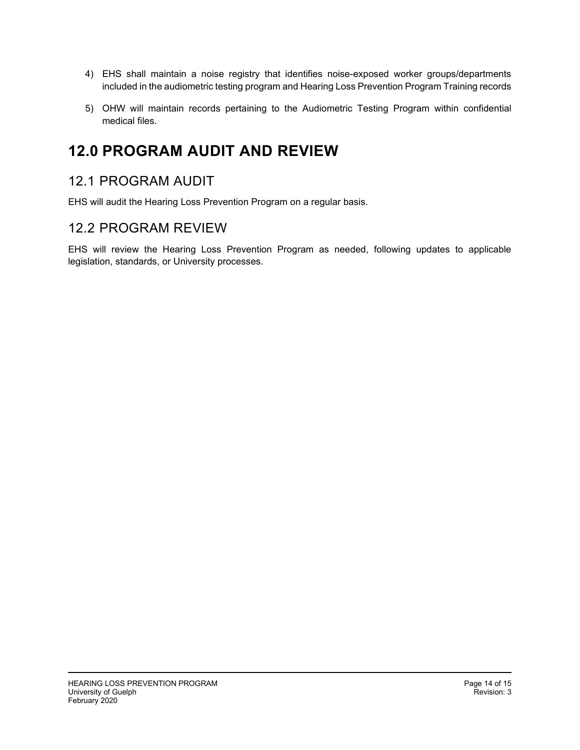4) EHS shall maintain a noise registry that identifies noise-exposed worker groups/departments included in the audiometric testing program and Hearing Loss Prevention Program Training records

5) OHW will maintain records pertaining to the Audiometric Testing Program within confidential medical files.

# 12.0 PROGRAM AUDIT AND REVIEW

## 12.1 PROGRAM AUDIT

EHS will audit the Hearing Loss Prevention Program on a regular basis.

## 12.2 PROGRAM REVIEW

EHS will review the Hearing Loss Prevention Program as needed, following updates to applicable legislation, standards, or University processes.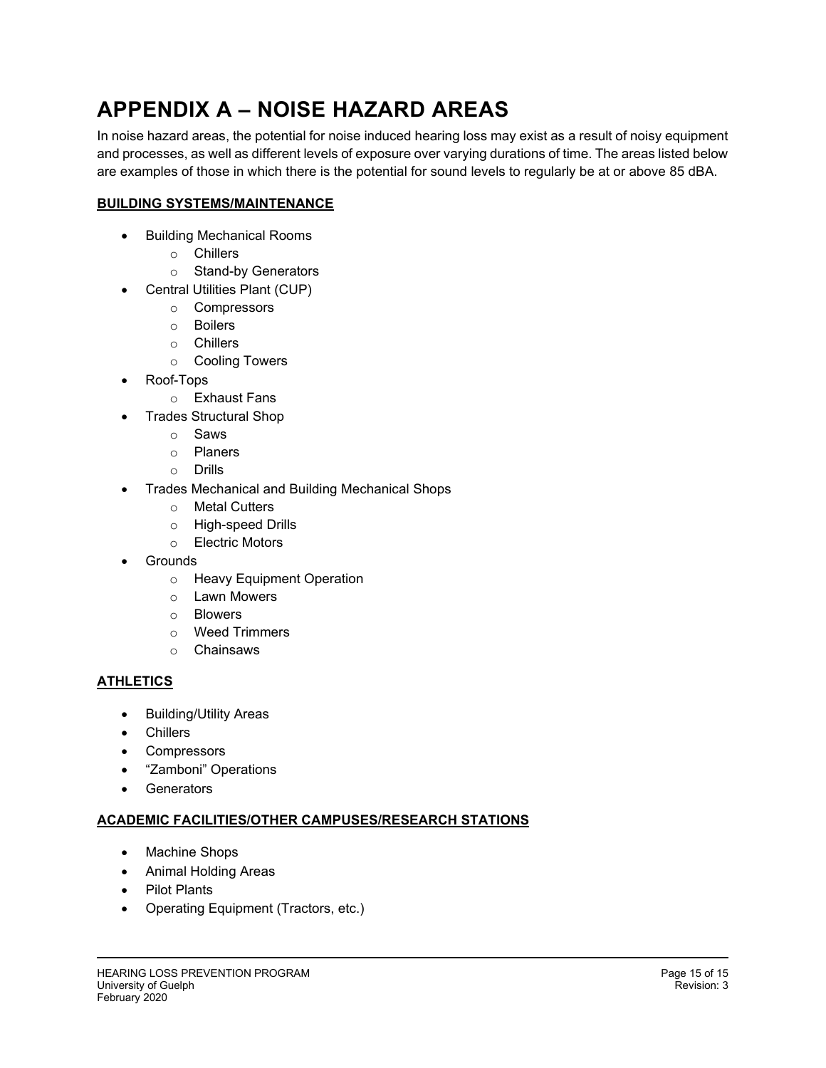# APPENDIX A – NOISE HAZARD AREAS

In noise hazard areas, the potential for noise induced hearing loss may exist as a result of noisy equipment and processes, as well as different levels of exposure over varying durations of time. The areas listed below are examples of those in which there is the potential for sound levels to regularly be at or above 85 dBA.

## BUILDING SYSTEMS/MAINTENANCE

- Building Mechanical Rooms
  - Chillers
  - Stand-by Generators
- Central Utilities Plant (CUP)
  - Compressors
  - Boilers
  - Chillers
  - Cooling Towers
- Roof-Tops
  - Exhaust Fans
- Trades Structural Shop
  - Saws
  - Planers
  - Drills
- Trades Mechanical and Building Mechanical Shops
  - Metal Cutters
  - High-speed Drills
  - Electric Motors
- Grounds
  - Heavy Equipment Operation
  - Lawn Mowers
  - Blowers
  - Weed Trimmers
  - Chainsaws

## ATHLETICS

- Building/Utility Areas
- Chillers
- Compressors
- "Zamboni" Operations
- Generators

## ACADEMIC FACILITIES/OTHER CAMPUSES/RESEARCH STATIONS

- Machine Shops
- Animal Holding Areas
- Pilot Plants
- Operating Equipment (Tractors, etc.)